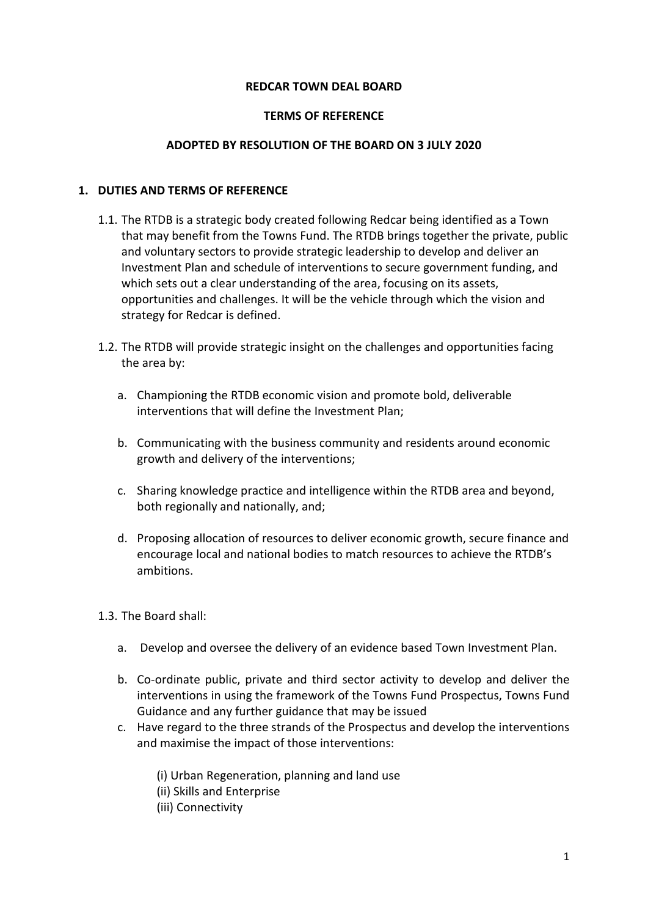**REDCAR TOWN DEAL BOARD**

**TERMS OF REFERENCE**

**ADOPTED BY RESOLUTION OF THE BOARD ON 3 JULY 2020**

## 1. DUTIES AND TERMS OF REFERENCE

1.1. The RTDB is a strategic body created following Redcar being identified as a Town that may benefit from the Towns Fund. The RTDB brings together the private, public and voluntary sectors to provide strategic leadership to develop and deliver an Investment Plan and schedule of interventions to secure government funding, and which sets out a clear understanding of the area, focusing on its assets, opportunities and challenges. It will be the vehicle through which the vision and strategy for Redcar is defined.

1.2. The RTDB will provide strategic insight on the challenges and opportunities facing the area by:

a. Championing the RTDB economic vision and promote bold, deliverable interventions that will define the Investment Plan;

b. Communicating with the business community and residents around economic growth and delivery of the interventions;

c. Sharing knowledge practice and intelligence within the RTDB area and beyond, both regionally and nationally, and;

d. Proposing allocation of resources to deliver economic growth, secure finance and encourage local and national bodies to match resources to achieve the RTDB's ambitions.

1.3. The Board shall:

a. Develop and oversee the delivery of an evidence based Town Investment Plan.

b. Co-ordinate public, private and third sector activity to develop and deliver the interventions in using the framework of the Towns Fund Prospectus, Towns Fund Guidance and any further guidance that may be issued

c. Have regard to the three strands of the Prospectus and develop the interventions and maximise the impact of those interventions:

(i) Urban Regeneration, planning and land use
(ii) Skills and Enterprise
(iii) Connectivity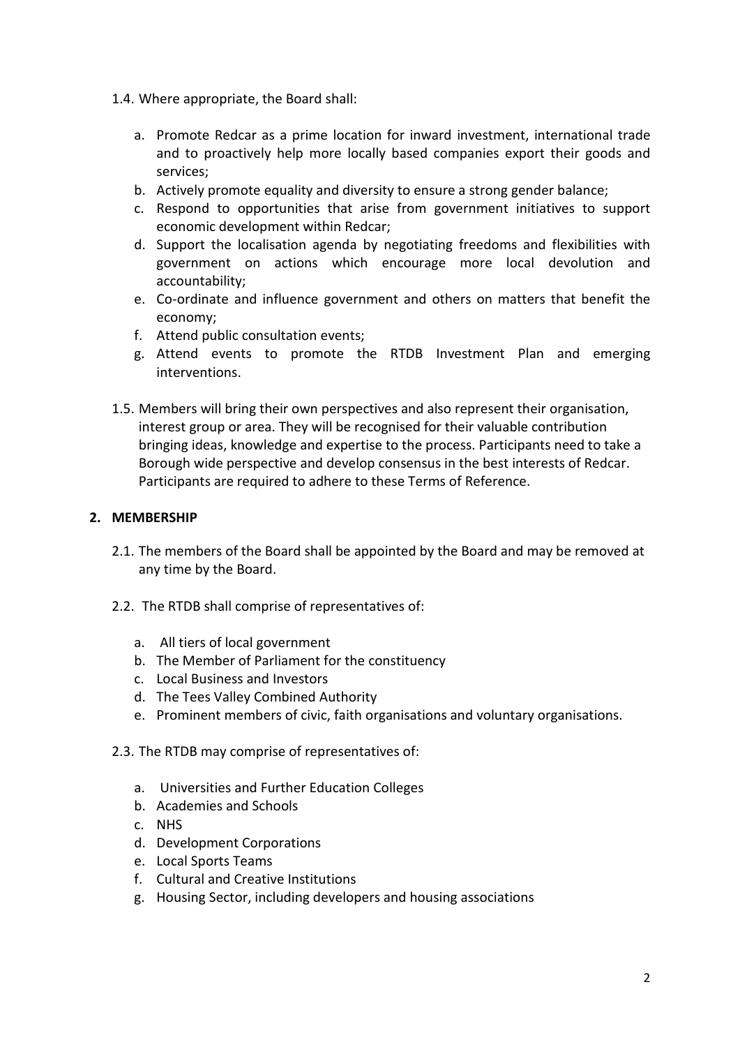1.4. Where appropriate, the Board shall:

a. Promote Redcar as a prime location for inward investment, international trade and to proactively help more locally based companies export their goods and services;
b. Actively promote equality and diversity to ensure a strong gender balance;
c. Respond to opportunities that arise from government initiatives to support economic development within Redcar;
d. Support the localisation agenda by negotiating freedoms and flexibilities with government on actions which encourage more local devolution and accountability;
e. Co-ordinate and influence government and others on matters that benefit the economy;
f. Attend public consultation events;
g. Attend events to promote the RTDB Investment Plan and emerging interventions.

1.5. Members will bring their own perspectives and also represent their organisation, interest group or area. They will be recognised for their valuable contribution bringing ideas, knowledge and expertise to the process. Participants need to take a Borough wide perspective and develop consensus in the best interests of Redcar. Participants are required to adhere to these Terms of Reference.

## 2. MEMBERSHIP

2.1. The members of the Board shall be appointed by the Board and may be removed at any time by the Board.

2.2. The RTDB shall comprise of representatives of:

a. All tiers of local government
b. The Member of Parliament for the constituency
c. Local Business and Investors
d. The Tees Valley Combined Authority
e. Prominent members of civic, faith organisations and voluntary organisations.

2.3. The RTDB may comprise of representatives of:

a. Universities and Further Education Colleges
b. Academies and Schools
c. NHS
d. Development Corporations
e. Local Sports Teams
f. Cultural and Creative Institutions
g. Housing Sector, including developers and housing associations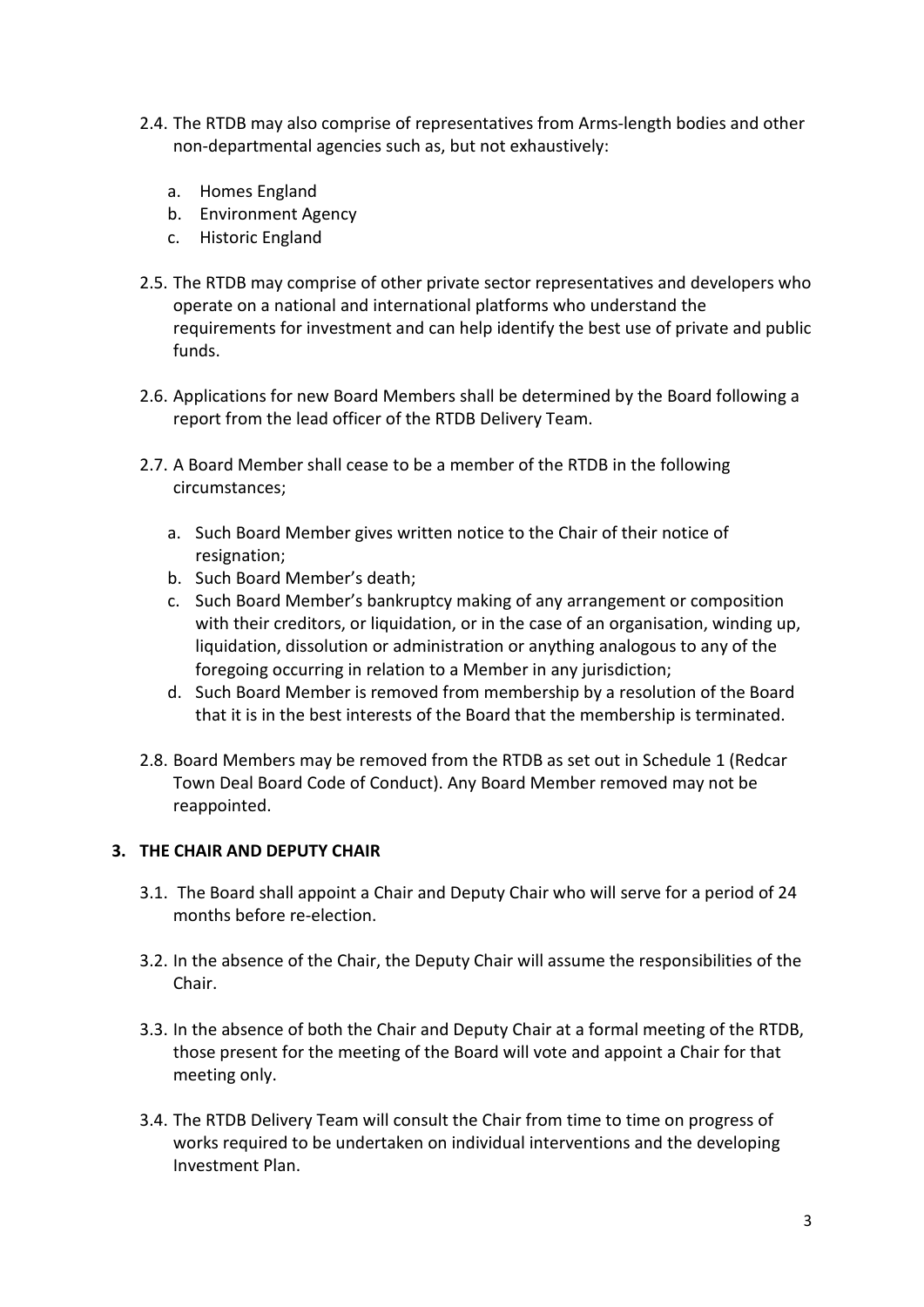2.4. The RTDB may also comprise of representatives from Arms-length bodies and other non-departmental agencies such as, but not exhaustively:

   a. Homes England
   b. Environment Agency
   c. Historic England

2.5. The RTDB may comprise of other private sector representatives and developers who operate on a national and international platforms who understand the requirements for investment and can help identify the best use of private and public funds.

2.6. Applications for new Board Members shall be determined by the Board following a report from the lead officer of the RTDB Delivery Team.

2.7. A Board Member shall cease to be a member of the RTDB in the following circumstances;

   a. Such Board Member gives written notice to the Chair of their notice of resignation;
   b. Such Board Member's death;
   c. Such Board Member's bankruptcy making of any arrangement or composition with their creditors, or liquidation, or in the case of an organisation, winding up, liquidation, dissolution or administration or anything analogous to any of the foregoing occurring in relation to a Member in any jurisdiction;
   d. Such Board Member is removed from membership by a resolution of the Board that it is in the best interests of the Board that the membership is terminated.

2.8. Board Members may be removed from the RTDB as set out in Schedule 1 (Redcar Town Deal Board Code of Conduct). Any Board Member removed may not be reappointed.

## 3. THE CHAIR AND DEPUTY CHAIR

3.1. The Board shall appoint a Chair and Deputy Chair who will serve for a period of 24 months before re-election.

3.2. In the absence of the Chair, the Deputy Chair will assume the responsibilities of the Chair.

3.3. In the absence of both the Chair and Deputy Chair at a formal meeting of the RTDB, those present for the meeting of the Board will vote and appoint a Chair for that meeting only.

3.4. The RTDB Delivery Team will consult the Chair from time to time on progress of works required to be undertaken on individual interventions and the developing Investment Plan.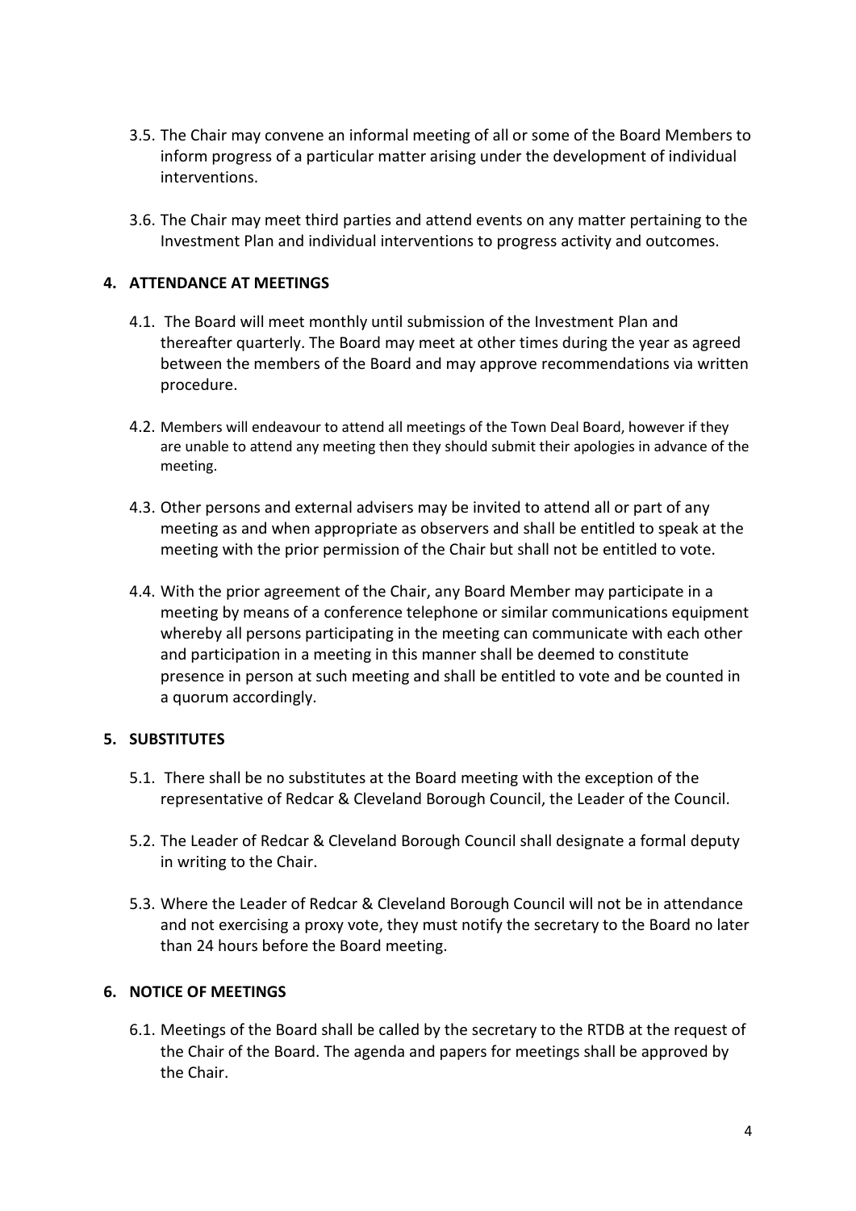3.5. The Chair may convene an informal meeting of all or some of the Board Members to inform progress of a particular matter arising under the development of individual interventions.

3.6. The Chair may meet third parties and attend events on any matter pertaining to the Investment Plan and individual interventions to progress activity and outcomes.

## 4. ATTENDANCE AT MEETINGS

4.1. The Board will meet monthly until submission of the Investment Plan and thereafter quarterly. The Board may meet at other times during the year as agreed between the members of the Board and may approve recommendations via written procedure.

4.2. Members will endeavour to attend all meetings of the Town Deal Board, however if they are unable to attend any meeting then they should submit their apologies in advance of the meeting.

4.3. Other persons and external advisers may be invited to attend all or part of any meeting as and when appropriate as observers and shall be entitled to speak at the meeting with the prior permission of the Chair but shall not be entitled to vote.

4.4. With the prior agreement of the Chair, any Board Member may participate in a meeting by means of a conference telephone or similar communications equipment whereby all persons participating in the meeting can communicate with each other and participation in a meeting in this manner shall be deemed to constitute presence in person at such meeting and shall be entitled to vote and be counted in a quorum accordingly.

## 5. SUBSTITUTES

5.1. There shall be no substitutes at the Board meeting with the exception of the representative of Redcar & Cleveland Borough Council, the Leader of the Council.

5.2. The Leader of Redcar & Cleveland Borough Council shall designate a formal deputy in writing to the Chair.

5.3. Where the Leader of Redcar & Cleveland Borough Council will not be in attendance and not exercising a proxy vote, they must notify the secretary to the Board no later than 24 hours before the Board meeting.

## 6. NOTICE OF MEETINGS

6.1. Meetings of the Board shall be called by the secretary to the RTDB at the request of the Chair of the Board. The agenda and papers for meetings shall be approved by the Chair.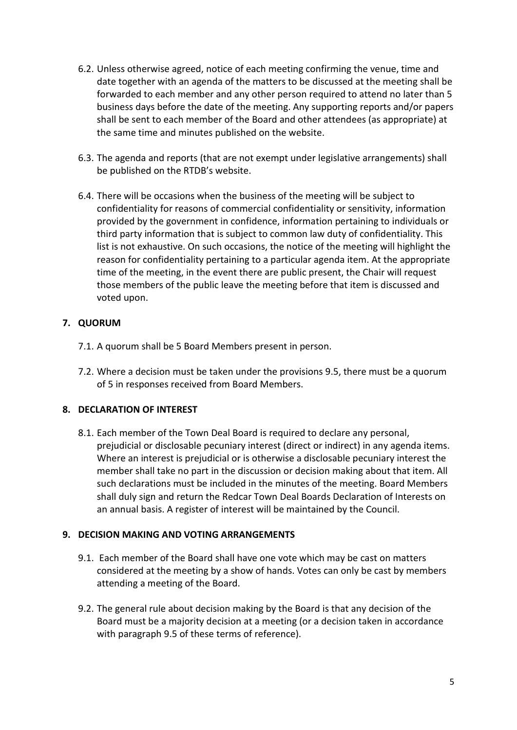6.2. Unless otherwise agreed, notice of each meeting confirming the venue, time and date together with an agenda of the matters to be discussed at the meeting shall be forwarded to each member and any other person required to attend no later than 5 business days before the date of the meeting. Any supporting reports and/or papers shall be sent to each member of the Board and other attendees (as appropriate) at the same time and minutes published on the website.

6.3. The agenda and reports (that are not exempt under legislative arrangements) shall be published on the RTDB's website.

6.4. There will be occasions when the business of the meeting will be subject to confidentiality for reasons of commercial confidentiality or sensitivity, information provided by the government in confidence, information pertaining to individuals or third party information that is subject to common law duty of confidentiality. This list is not exhaustive. On such occasions, the notice of the meeting will highlight the reason for confidentiality pertaining to a particular agenda item. At the appropriate time of the meeting, in the event there are public present, the Chair will request those members of the public leave the meeting before that item is discussed and voted upon.

## 7. QUORUM

7.1. A quorum shall be 5 Board Members present in person.

7.2. Where a decision must be taken under the provisions 9.5, there must be a quorum of 5 in responses received from Board Members.

## 8. DECLARATION OF INTEREST

8.1. Each member of the Town Deal Board is required to declare any personal, prejudicial or disclosable pecuniary interest (direct or indirect) in any agenda items. Where an interest is prejudicial or is otherwise a disclosable pecuniary interest the member shall take no part in the discussion or decision making about that item. All such declarations must be included in the minutes of the meeting. Board Members shall duly sign and return the Redcar Town Deal Boards Declaration of Interests on an annual basis. A register of interest will be maintained by the Council.

## 9. DECISION MAKING AND VOTING ARRANGEMENTS

9.1. Each member of the Board shall have one vote which may be cast on matters considered at the meeting by a show of hands. Votes can only be cast by members attending a meeting of the Board.

9.2. The general rule about decision making by the Board is that any decision of the Board must be a majority decision at a meeting (or a decision taken in accordance with paragraph 9.5 of these terms of reference).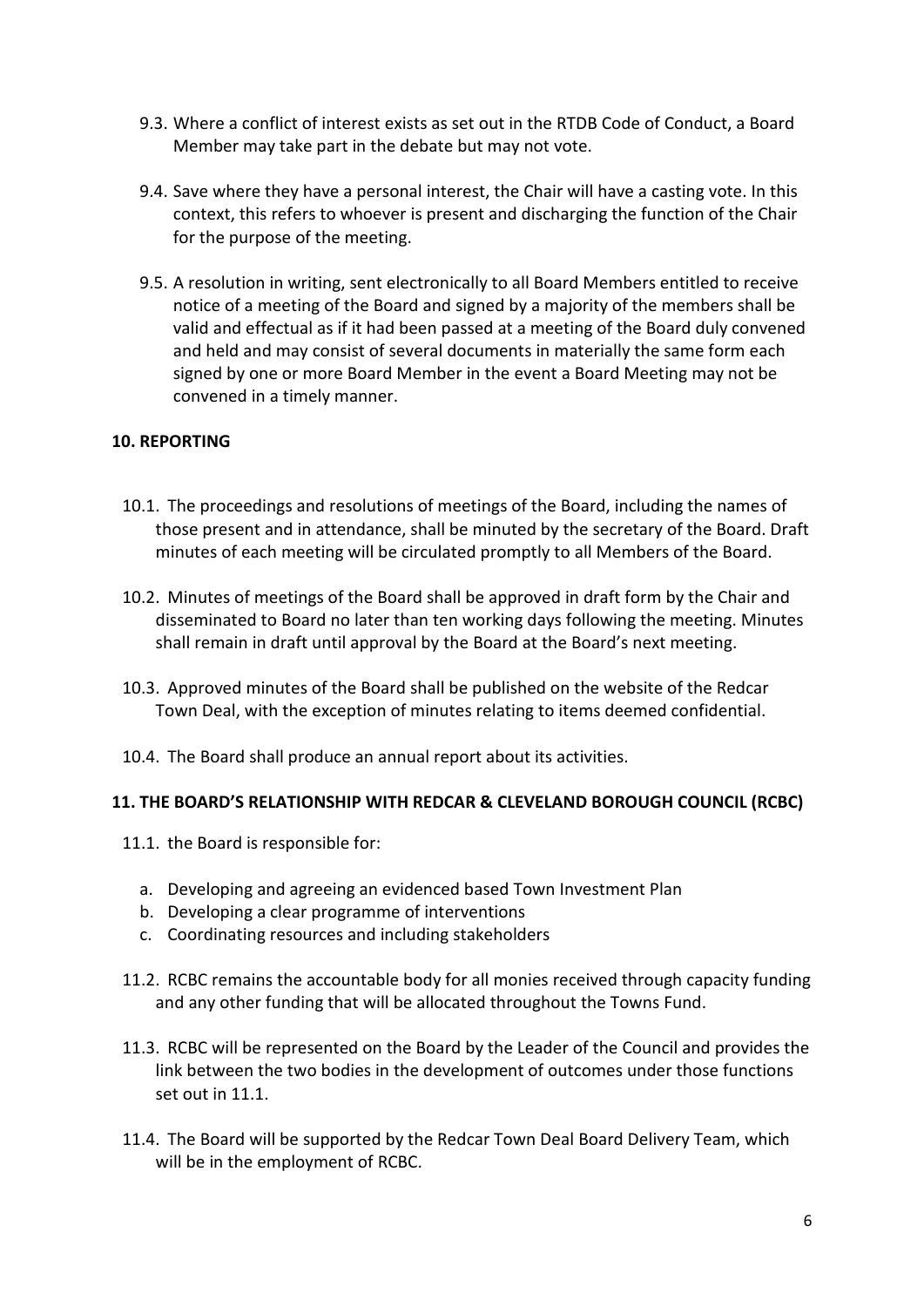9.3. Where a conflict of interest exists as set out in the RTDB Code of Conduct, a Board Member may take part in the debate but may not vote.

9.4. Save where they have a personal interest, the Chair will have a casting vote. In this context, this refers to whoever is present and discharging the function of the Chair for the purpose of the meeting.

9.5. A resolution in writing, sent electronically to all Board Members entitled to receive notice of a meeting of the Board and signed by a majority of the members shall be valid and effectual as if it had been passed at a meeting of the Board duly convened and held and may consist of several documents in materially the same form each signed by one or more Board Member in the event a Board Meeting may not be convened in a timely manner.

## 10. REPORTING

10.1. The proceedings and resolutions of meetings of the Board, including the names of those present and in attendance, shall be minuted by the secretary of the Board. Draft minutes of each meeting will be circulated promptly to all Members of the Board.

10.2. Minutes of meetings of the Board shall be approved in draft form by the Chair and disseminated to Board no later than ten working days following the meeting. Minutes shall remain in draft until approval by the Board at the Board's next meeting.

10.3. Approved minutes of the Board shall be published on the website of the Redcar Town Deal, with the exception of minutes relating to items deemed confidential.

10.4. The Board shall produce an annual report about its activities.

## 11. THE BOARD'S RELATIONSHIP WITH REDCAR & CLEVELAND BOROUGH COUNCIL (RCBC)

11.1. the Board is responsible for:

a. Developing and agreeing an evidenced based Town Investment Plan
b. Developing a clear programme of interventions
c. Coordinating resources and including stakeholders

11.2. RCBC remains the accountable body for all monies received through capacity funding and any other funding that will be allocated throughout the Towns Fund.

11.3. RCBC will be represented on the Board by the Leader of the Council and provides the link between the two bodies in the development of outcomes under those functions set out in 11.1.

11.4. The Board will be supported by the Redcar Town Deal Board Delivery Team, which will be in the employment of RCBC.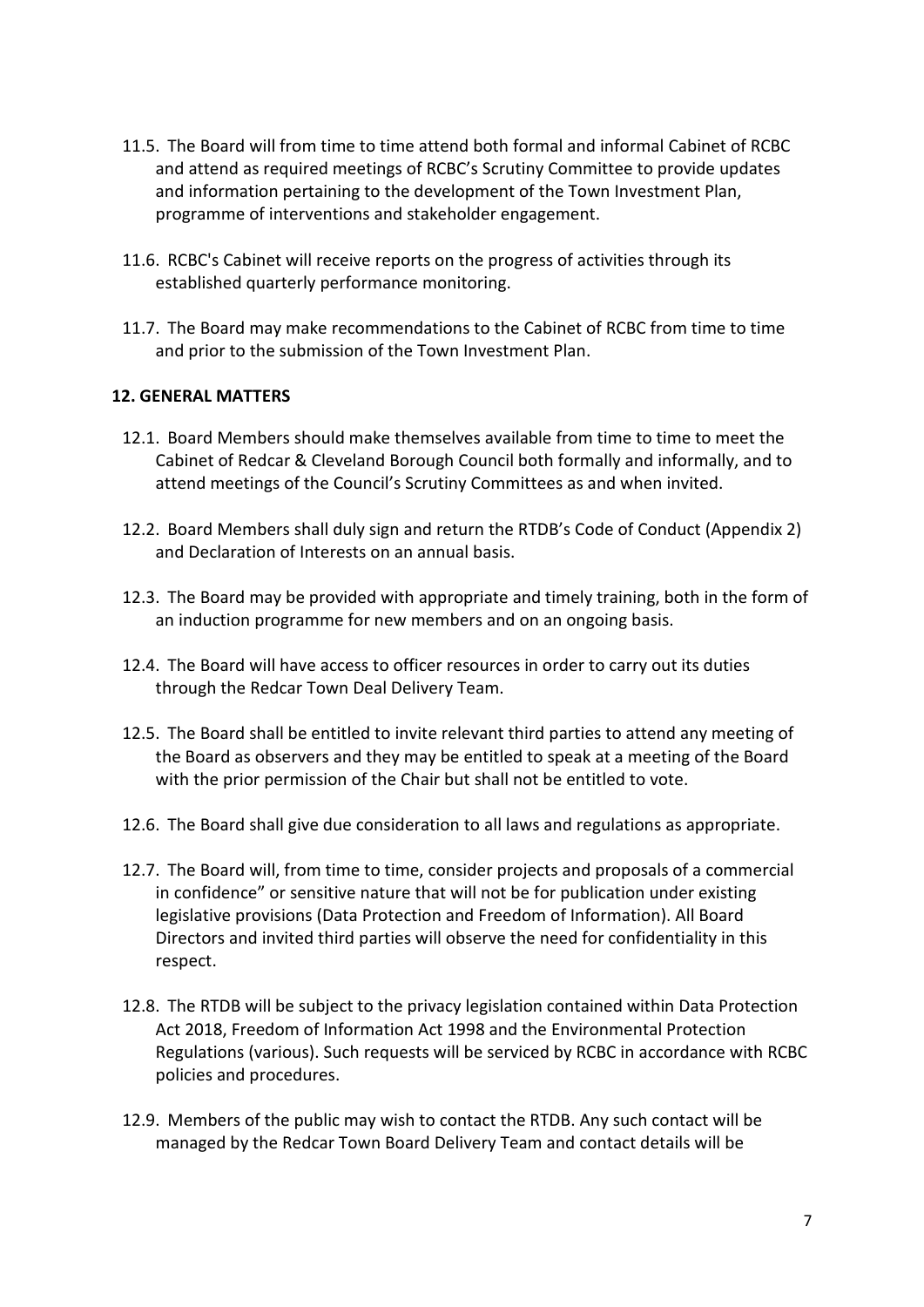11.5. The Board will from time to time attend both formal and informal Cabinet of RCBC and attend as required meetings of RCBC's Scrutiny Committee to provide updates and information pertaining to the development of the Town Investment Plan, programme of interventions and stakeholder engagement.

11.6. RCBC's Cabinet will receive reports on the progress of activities through its established quarterly performance monitoring.

11.7. The Board may make recommendations to the Cabinet of RCBC from time to time and prior to the submission of the Town Investment Plan.

## 12. GENERAL MATTERS

12.1. Board Members should make themselves available from time to time to meet the Cabinet of Redcar & Cleveland Borough Council both formally and informally, and to attend meetings of the Council's Scrutiny Committees as and when invited.

12.2. Board Members shall duly sign and return the RTDB's Code of Conduct (Appendix 2) and Declaration of Interests on an annual basis.

12.3. The Board may be provided with appropriate and timely training, both in the form of an induction programme for new members and on an ongoing basis.

12.4. The Board will have access to officer resources in order to carry out its duties through the Redcar Town Deal Delivery Team.

12.5. The Board shall be entitled to invite relevant third parties to attend any meeting of the Board as observers and they may be entitled to speak at a meeting of the Board with the prior permission of the Chair but shall not be entitled to vote.

12.6. The Board shall give due consideration to all laws and regulations as appropriate.

12.7. The Board will, from time to time, consider projects and proposals of a commercial in confidence" or sensitive nature that will not be for publication under existing legislative provisions (Data Protection and Freedom of Information). All Board Directors and invited third parties will observe the need for confidentiality in this respect.

12.8. The RTDB will be subject to the privacy legislation contained within Data Protection Act 2018, Freedom of Information Act 1998 and the Environmental Protection Regulations (various). Such requests will be serviced by RCBC in accordance with RCBC policies and procedures.

12.9. Members of the public may wish to contact the RTDB. Any such contact will be managed by the Redcar Town Board Delivery Team and contact details will be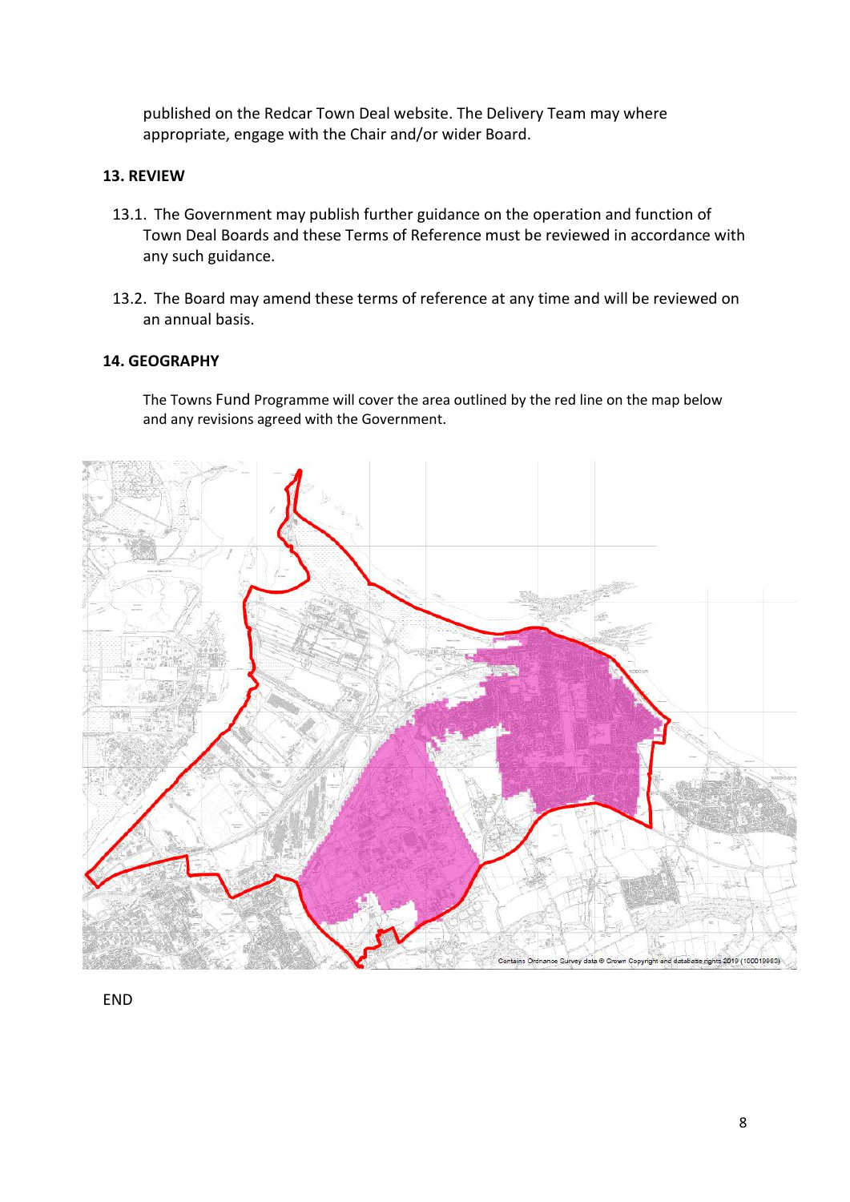published on the Redcar Town Deal website. The Delivery Team may where appropriate, engage with the Chair and/or wider Board.

**13. REVIEW**

13.1. The Government may publish further guidance on the operation and function of Town Deal Boards and these Terms of Reference must be reviewed in accordance with any such guidance.

13.2. The Board may amend these terms of reference at any time and will be reviewed on an annual basis.

**14. GEOGRAPHY**

The Towns Fund Programme will cover the area outlined by the red line on the map below and any revisions agreed with the Government.

END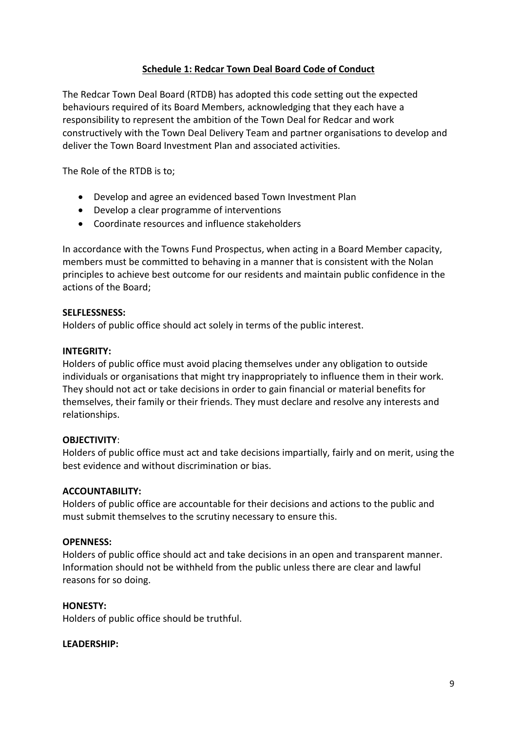## Schedule 1: Redcar Town Deal Board Code of Conduct

The Redcar Town Deal Board (RTDB) has adopted this code setting out the expected behaviours required of its Board Members, acknowledging that they each have a responsibility to represent the ambition of the Town Deal for Redcar and work constructively with the Town Deal Delivery Team and partner organisations to develop and deliver the Town Board Investment Plan and associated activities.

The Role of the RTDB is to;

- Develop and agree an evidenced based Town Investment Plan
- Develop a clear programme of interventions
- Coordinate resources and influence stakeholders

In accordance with the Towns Fund Prospectus, when acting in a Board Member capacity, members must be committed to behaving in a manner that is consistent with the Nolan principles to achieve best outcome for our residents and maintain public confidence in the actions of the Board;

**SELFLESSNESS:**
Holders of public office should act solely in terms of the public interest.

**INTEGRITY:**
Holders of public office must avoid placing themselves under any obligation to outside individuals or organisations that might try inappropriately to influence them in their work. They should not act or take decisions in order to gain financial or material benefits for themselves, their family or their friends. They must declare and resolve any interests and relationships.

**OBJECTIVITY**:
Holders of public office must act and take decisions impartially, fairly and on merit, using the best evidence and without discrimination or bias.

**ACCOUNTABILITY:**
Holders of public office are accountable for their decisions and actions to the public and must submit themselves to the scrutiny necessary to ensure this.

**OPENNESS:**
Holders of public office should act and take decisions in an open and transparent manner. Information should not be withheld from the public unless there are clear and lawful reasons for so doing.

**HONESTY:**
Holders of public office should be truthful.

**LEADERSHIP:**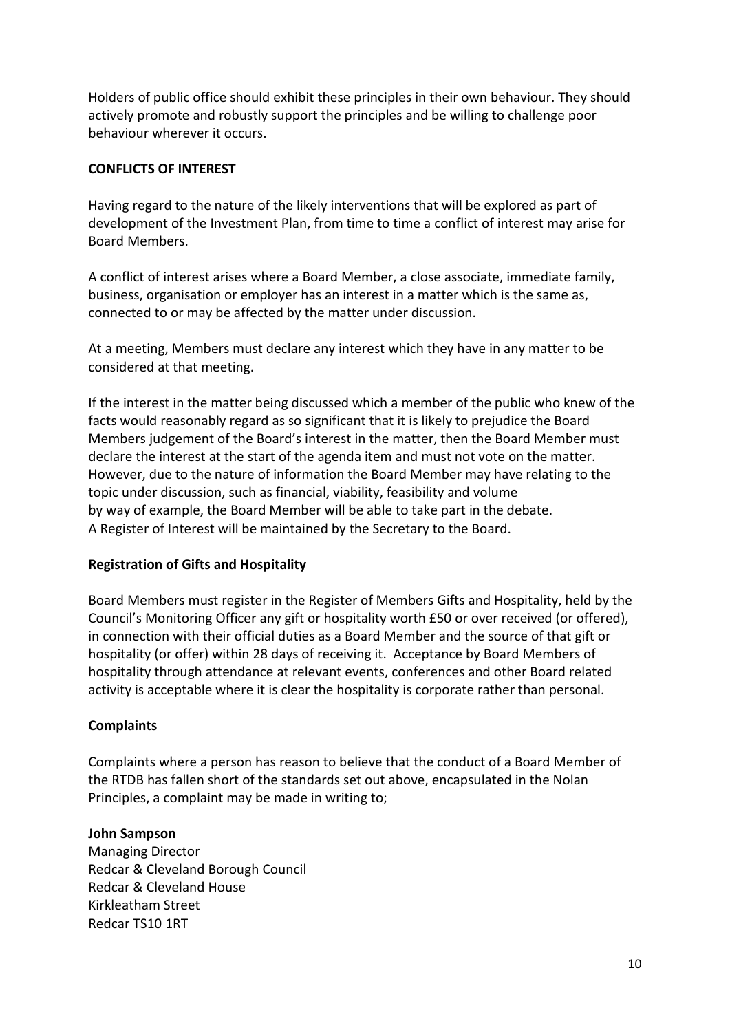Holders of public office should exhibit these principles in their own behaviour. They should actively promote and robustly support the principles and be willing to challenge poor behaviour wherever it occurs.

**CONFLICTS OF INTEREST**

Having regard to the nature of the likely interventions that will be explored as part of development of the Investment Plan, from time to time a conflict of interest may arise for Board Members.

A conflict of interest arises where a Board Member, a close associate, immediate family, business, organisation or employer has an interest in a matter which is the same as, connected to or may be affected by the matter under discussion.

At a meeting, Members must declare any interest which they have in any matter to be considered at that meeting.

If the interest in the matter being discussed which a member of the public who knew of the facts would reasonably regard as so significant that it is likely to prejudice the Board Members judgement of the Board's interest in the matter, then the Board Member must declare the interest at the start of the agenda item and must not vote on the matter. However, due to the nature of information the Board Member may have relating to the topic under discussion, such as financial, viability, feasibility and volume by way of example, the Board Member will be able to take part in the debate. A Register of Interest will be maintained by the Secretary to the Board.

**Registration of Gifts and Hospitality**

Board Members must register in the Register of Members Gifts and Hospitality, held by the Council's Monitoring Officer any gift or hospitality worth £50 or over received (or offered), in connection with their official duties as a Board Member and the source of that gift or hospitality (or offer) within 28 days of receiving it. Acceptance by Board Members of hospitality through attendance at relevant events, conferences and other Board related activity is acceptable where it is clear the hospitality is corporate rather than personal.

**Complaints**

Complaints where a person has reason to believe that the conduct of a Board Member of the RTDB has fallen short of the standards set out above, encapsulated in the Nolan Principles, a complaint may be made in writing to;

**John Sampson**
Managing Director
Redcar & Cleveland Borough Council
Redcar & Cleveland House
Kirkleatham Street
Redcar TS10 1RT